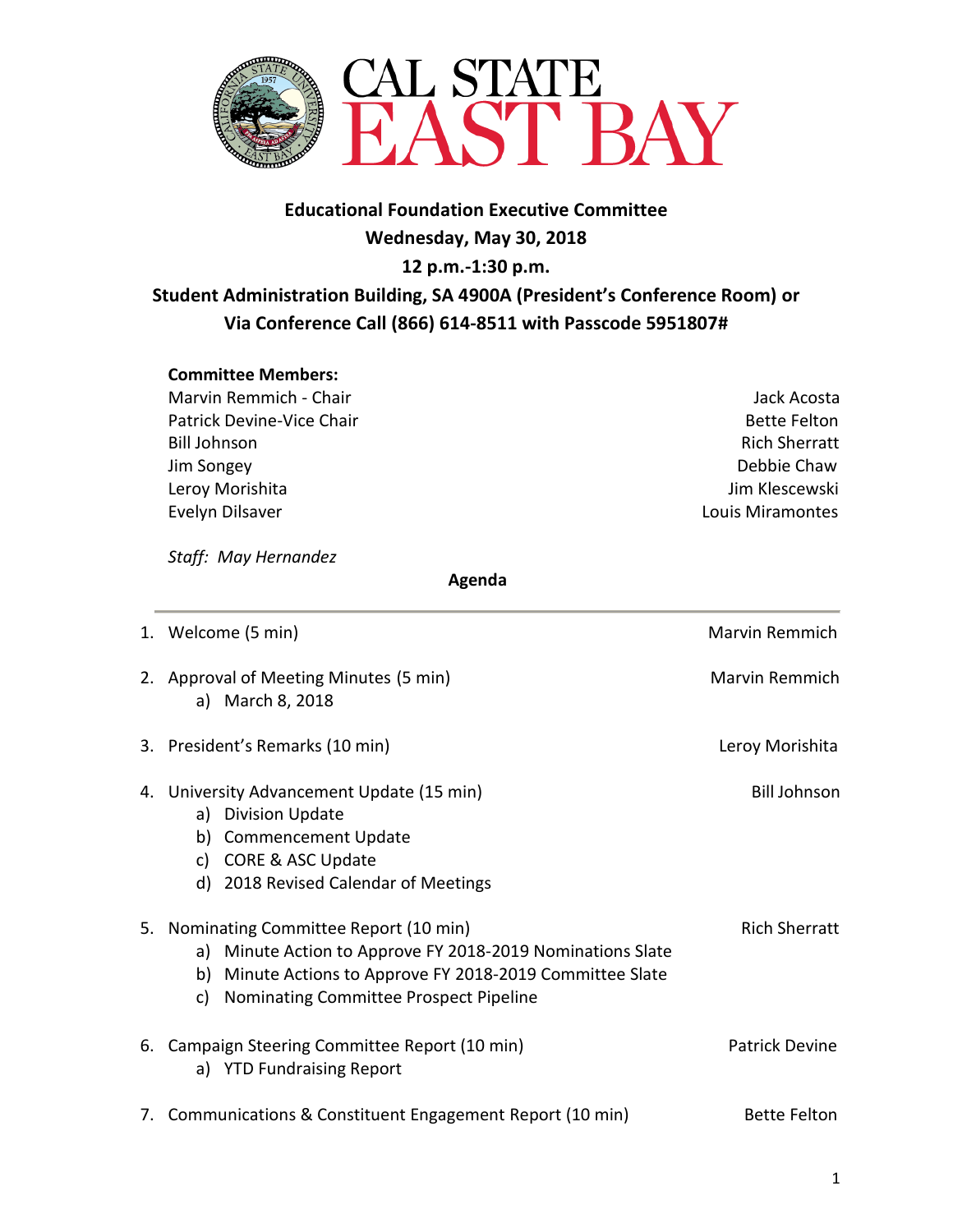CAL STATE EAST BAY

**Educational Foundation Executive Committee**
**Wednesday, May 30, 2018**
**12 p.m.-1:30 p.m.**
**Student Administration Building, SA 4900A (President's Conference Room) or Via Conference Call (866) 614-8511 with Passcode 5951807#**

**Committee Members:**

| | |
|---|---|
| Marvin Remmich - Chair | Jack Acosta |
| Patrick Devine-Vice Chair | Bette Felton |
| Bill Johnson | Rich Sherratt |
| Jim Songey | Debbie Chaw |
| Leroy Morishita | Jim Klescewski |
| Evelyn Dilsaver | Louis Miramontes |

*Staff: May Hernandez*

**Agenda**

---

1. Welcome (5 min) — Marvin Remmich
2. Approval of Meeting Minutes (5 min) — Marvin Remmich
   a) March 8, 2018
3. President's Remarks (10 min) — Leroy Morishita
4. University Advancement Update (15 min) — Bill Johnson
   a) Division Update
   b) Commencement Update
   c) CORE & ASC Update
   d) 2018 Revised Calendar of Meetings
5. Nominating Committee Report (10 min) — Rich Sherratt
   a) Minute Action to Approve FY 2018-2019 Nominations Slate
   b) Minute Actions to Approve FY 2018-2019 Committee Slate
   c) Nominating Committee Prospect Pipeline
6. Campaign Steering Committee Report (10 min) — Patrick Devine
   a) YTD Fundraising Report
7. Communications & Constituent Engagement Report (10 min) — Bette Felton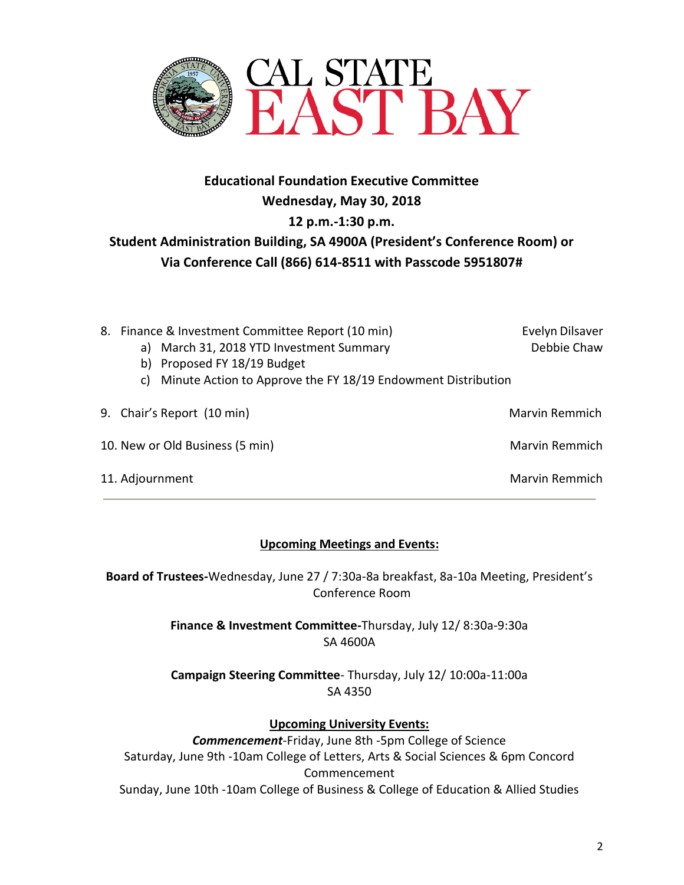**Educational Foundation Executive Committee**

**Wednesday, May 30, 2018**

**12 p.m.-1:30 p.m.**

**Student Administration Building, SA 4900A (President's Conference Room) or**

**Via Conference Call (866) 614-8511 with Passcode 5951807#**

8. Finance & Investment Committee Report (10 min) — Evelyn Dilsaver, Debbie Chaw
   a) March 31, 2018 YTD Investment Summary
   b) Proposed FY 18/19 Budget
   c) Minute Action to Approve the FY 18/19 Endowment Distribution

9. Chair's Report (10 min) — Marvin Remmich

10. New or Old Business (5 min) — Marvin Remmich

11. Adjournment — Marvin Remmich

---

**Upcoming Meetings and Events:**

**Board of Trustees-**Wednesday, June 27 / 7:30a-8a breakfast, 8a-10a Meeting, President's Conference Room

**Finance & Investment Committee-**Thursday, July 12/ 8:30a-9:30a
SA 4600A

**Campaign Steering Committee**- Thursday, July 12/ 10:00a-11:00a
SA 4350

**Upcoming University Events:**

***Commencement***-Friday, June 8th -5pm College of Science
Saturday, June 9th -10am College of Letters, Arts & Social Sciences & 6pm Concord Commencement
Sunday, June 10th -10am College of Business & College of Education & Allied Studies